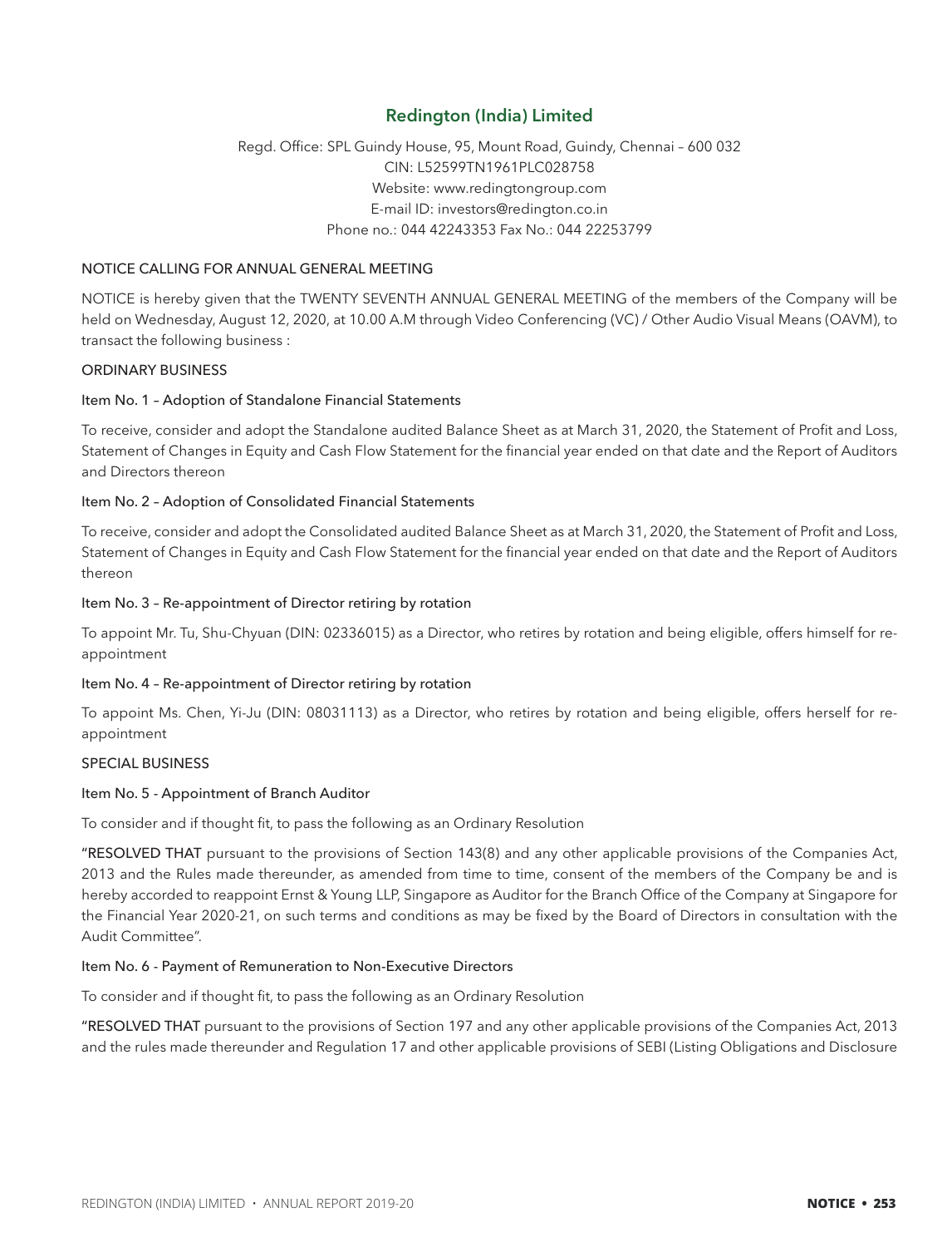# Redington (India) Limited

Regd. Office: SPL Guindy House, 95, Mount Road, Guindy, Chennai – 600 032
CIN: L52599TN1961PLC028758
Website: www.redingtongroup.com
E-mail ID: investors@redington.co.in
Phone no.: 044 42243353 Fax No.: 044 22253799

## NOTICE CALLING FOR ANNUAL GENERAL MEETING

NOTICE is hereby given that the TWENTY SEVENTH ANNUAL GENERAL MEETING of the members of the Company will be held on Wednesday, August 12, 2020, at 10.00 A.M through Video Conferencing (VC) / Other Audio Visual Means (OAVM), to transact the following business :

### ORDINARY BUSINESS

#### Item No. 1 – Adoption of Standalone Financial Statements

To receive, consider and adopt the Standalone audited Balance Sheet as at March 31, 2020, the Statement of Profit and Loss, Statement of Changes in Equity and Cash Flow Statement for the financial year ended on that date and the Report of Auditors and Directors thereon

#### Item No. 2 – Adoption of Consolidated Financial Statements

To receive, consider and adopt the Consolidated audited Balance Sheet as at March 31, 2020, the Statement of Profit and Loss, Statement of Changes in Equity and Cash Flow Statement for the financial year ended on that date and the Report of Auditors thereon

#### Item No. 3 – Re-appointment of Director retiring by rotation

To appoint Mr. Tu, Shu-Chyuan (DIN: 02336015) as a Director, who retires by rotation and being eligible, offers himself for re-appointment

#### Item No. 4 – Re-appointment of Director retiring by rotation

To appoint Ms. Chen, Yi-Ju (DIN: 08031113) as a Director, who retires by rotation and being eligible, offers herself for re-appointment

### SPECIAL BUSINESS

#### Item No. 5 - Appointment of Branch Auditor

To consider and if thought fit, to pass the following as an Ordinary Resolution

"**RESOLVED THAT** pursuant to the provisions of Section 143(8) and any other applicable provisions of the Companies Act, 2013 and the Rules made thereunder, as amended from time to time, consent of the members of the Company be and is hereby accorded to reappoint Ernst & Young LLP, Singapore as Auditor for the Branch Office of the Company at Singapore for the Financial Year 2020-21, on such terms and conditions as may be fixed by the Board of Directors in consultation with the Audit Committee".

#### Item No. 6 - Payment of Remuneration to Non-Executive Directors

To consider and if thought fit, to pass the following as an Ordinary Resolution

"**RESOLVED THAT** pursuant to the provisions of Section 197 and any other applicable provisions of the Companies Act, 2013 and the rules made thereunder and Regulation 17 and other applicable provisions of SEBI (Listing Obligations and Disclosure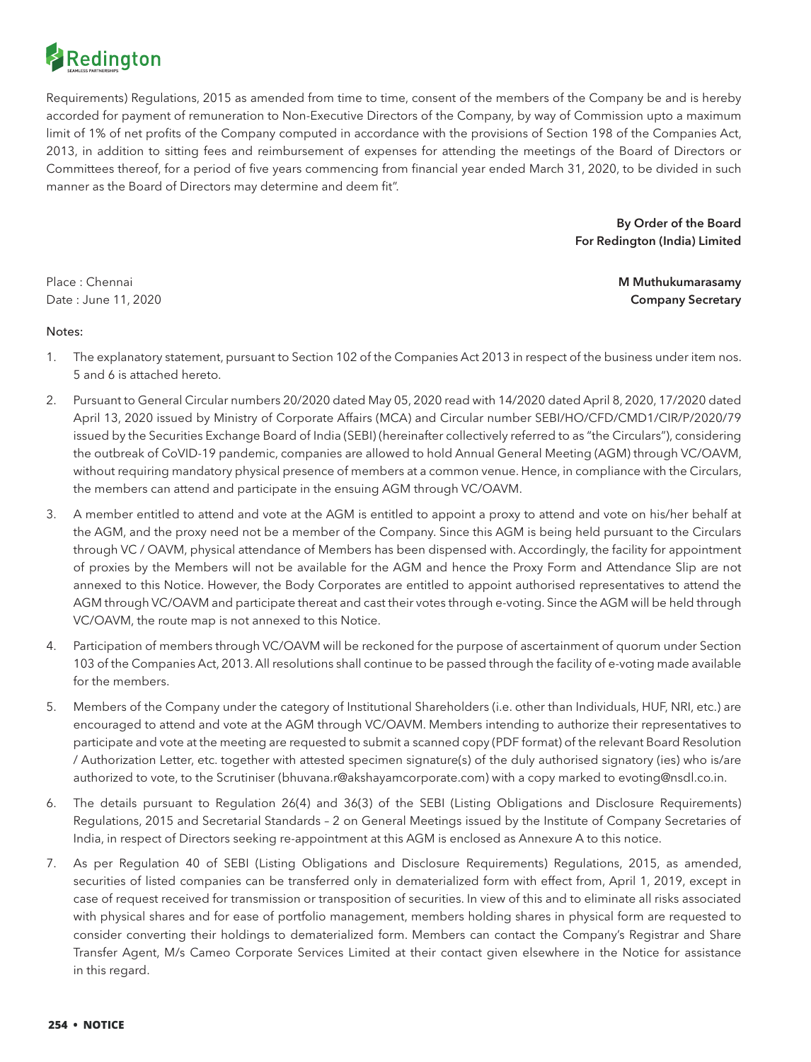Requirements) Regulations, 2015 as amended from time to time, consent of the members of the Company be and is hereby accorded for payment of remuneration to Non-Executive Directors of the Company, by way of Commission upto a maximum limit of 1% of net profits of the Company computed in accordance with the provisions of Section 198 of the Companies Act, 2013, in addition to sitting fees and reimbursement of expenses for attending the meetings of the Board of Directors or Committees thereof, for a period of five years commencing from financial year ended March 31, 2020, to be divided in such manner as the Board of Directors may determine and deem fit".

**By Order of the Board**
**For Redington (India) Limited**

Place : Chennai
Date : June 11, 2020

**M Muthukumarasamy**
**Company Secretary**

Notes:

1. The explanatory statement, pursuant to Section 102 of the Companies Act 2013 in respect of the business under item nos. 5 and 6 is attached hereto.

2. Pursuant to General Circular numbers 20/2020 dated May 05, 2020 read with 14/2020 dated April 8, 2020, 17/2020 dated April 13, 2020 issued by Ministry of Corporate Affairs (MCA) and Circular number SEBI/HO/CFD/CMD1/CIR/P/2020/79 issued by the Securities Exchange Board of India (SEBI) (hereinafter collectively referred to as "the Circulars"), considering the outbreak of CoVID-19 pandemic, companies are allowed to hold Annual General Meeting (AGM) through VC/OAVM, without requiring mandatory physical presence of members at a common venue. Hence, in compliance with the Circulars, the members can attend and participate in the ensuing AGM through VC/OAVM.

3. A member entitled to attend and vote at the AGM is entitled to appoint a proxy to attend and vote on his/her behalf at the AGM, and the proxy need not be a member of the Company. Since this AGM is being held pursuant to the Circulars through VC / OAVM, physical attendance of Members has been dispensed with. Accordingly, the facility for appointment of proxies by the Members will not be available for the AGM and hence the Proxy Form and Attendance Slip are not annexed to this Notice. However, the Body Corporates are entitled to appoint authorised representatives to attend the AGM through VC/OAVM and participate thereat and cast their votes through e-voting. Since the AGM will be held through VC/OAVM, the route map is not annexed to this Notice.

4. Participation of members through VC/OAVM will be reckoned for the purpose of ascertainment of quorum under Section 103 of the Companies Act, 2013. All resolutions shall continue to be passed through the facility of e-voting made available for the members.

5. Members of the Company under the category of Institutional Shareholders (i.e. other than Individuals, HUF, NRI, etc.) are encouraged to attend and vote at the AGM through VC/OAVM. Members intending to authorize their representatives to participate and vote at the meeting are requested to submit a scanned copy (PDF format) of the relevant Board Resolution / Authorization Letter, etc. together with attested specimen signature(s) of the duly authorised signatory (ies) who is/are authorized to vote, to the Scrutiniser (bhuvana.r@akshayamcorporate.com) with a copy marked to evoting@nsdl.co.in.

6. The details pursuant to Regulation 26(4) and 36(3) of the SEBI (Listing Obligations and Disclosure Requirements) Regulations, 2015 and Secretarial Standards – 2 on General Meetings issued by the Institute of Company Secretaries of India, in respect of Directors seeking re-appointment at this AGM is enclosed as Annexure A to this notice.

7. As per Regulation 40 of SEBI (Listing Obligations and Disclosure Requirements) Regulations, 2015, as amended, securities of listed companies can be transferred only in dematerialized form with effect from, April 1, 2019, except in case of request received for transmission or transposition of securities. In view of this and to eliminate all risks associated with physical shares and for ease of portfolio management, members holding shares in physical form are requested to consider converting their holdings to dematerialized form. Members can contact the Company's Registrar and Share Transfer Agent, M/s Cameo Corporate Services Limited at their contact given elsewhere in the Notice for assistance in this regard.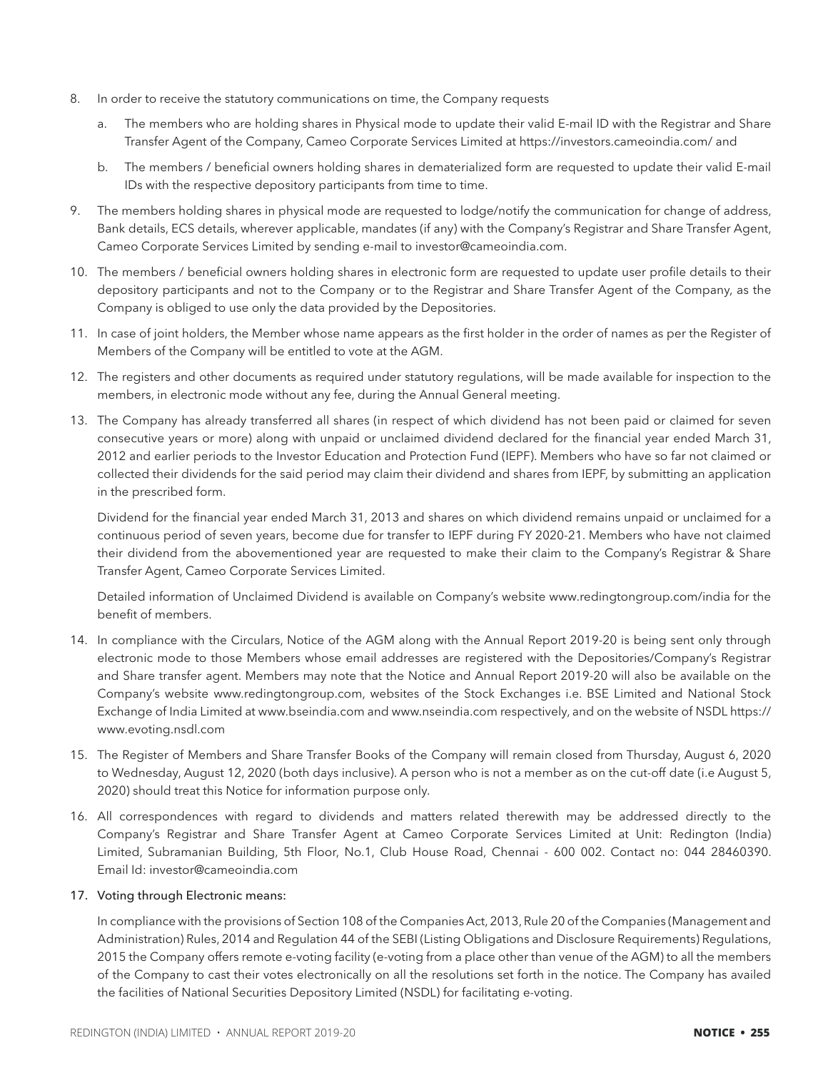8. In order to receive the statutory communications on time, the Company requests

   a. The members who are holding shares in Physical mode to update their valid E-mail ID with the Registrar and Share Transfer Agent of the Company, Cameo Corporate Services Limited at https://investors.cameoindia.com/ and

   b. The members / beneficial owners holding shares in dematerialized form are requested to update their valid E-mail IDs with the respective depository participants from time to time.

9. The members holding shares in physical mode are requested to lodge/notify the communication for change of address, Bank details, ECS details, wherever applicable, mandates (if any) with the Company's Registrar and Share Transfer Agent, Cameo Corporate Services Limited by sending e-mail to investor@cameoindia.com.

10. The members / beneficial owners holding shares in electronic form are requested to update user profile details to their depository participants and not to the Company or to the Registrar and Share Transfer Agent of the Company, as the Company is obliged to use only the data provided by the Depositories.

11. In case of joint holders, the Member whose name appears as the first holder in the order of names as per the Register of Members of the Company will be entitled to vote at the AGM.

12. The registers and other documents as required under statutory regulations, will be made available for inspection to the members, in electronic mode without any fee, during the Annual General meeting.

13. The Company has already transferred all shares (in respect of which dividend has not been paid or claimed for seven consecutive years or more) along with unpaid or unclaimed dividend declared for the financial year ended March 31, 2012 and earlier periods to the Investor Education and Protection Fund (IEPF). Members who have so far not claimed or collected their dividends for the said period may claim their dividend and shares from IEPF, by submitting an application in the prescribed form.

    Dividend for the financial year ended March 31, 2013 and shares on which dividend remains unpaid or unclaimed for a continuous period of seven years, become due for transfer to IEPF during FY 2020-21. Members who have not claimed their dividend from the abovementioned year are requested to make their claim to the Company's Registrar & Share Transfer Agent, Cameo Corporate Services Limited.

    Detailed information of Unclaimed Dividend is available on Company's website www.redingtongroup.com/india for the benefit of members.

14. In compliance with the Circulars, Notice of the AGM along with the Annual Report 2019-20 is being sent only through electronic mode to those Members whose email addresses are registered with the Depositories/Company's Registrar and Share transfer agent. Members may note that the Notice and Annual Report 2019-20 will also be available on the Company's website www.redingtongroup.com, websites of the Stock Exchanges i.e. BSE Limited and National Stock Exchange of India Limited at www.bseindia.com and www.nseindia.com respectively, and on the website of NSDL https://www.evoting.nsdl.com

15. The Register of Members and Share Transfer Books of the Company will remain closed from Thursday, August 6, 2020 to Wednesday, August 12, 2020 (both days inclusive). A person who is not a member as on the cut-off date (i.e August 5, 2020) should treat this Notice for information purpose only.

16. All correspondences with regard to dividends and matters related therewith may be addressed directly to the Company's Registrar and Share Transfer Agent at Cameo Corporate Services Limited at Unit: Redington (India) Limited, Subramanian Building, 5th Floor, No.1, Club House Road, Chennai - 600 002. Contact no: 044 28460390. Email Id: investor@cameoindia.com

17. Voting through Electronic means:

    In compliance with the provisions of Section 108 of the Companies Act, 2013, Rule 20 of the Companies (Management and Administration) Rules, 2014 and Regulation 44 of the SEBI (Listing Obligations and Disclosure Requirements) Regulations, 2015 the Company offers remote e-voting facility (e-voting from a place other than venue of the AGM) to all the members of the Company to cast their votes electronically on all the resolutions set forth in the notice. The Company has availed the facilities of National Securities Depository Limited (NSDL) for facilitating e-voting.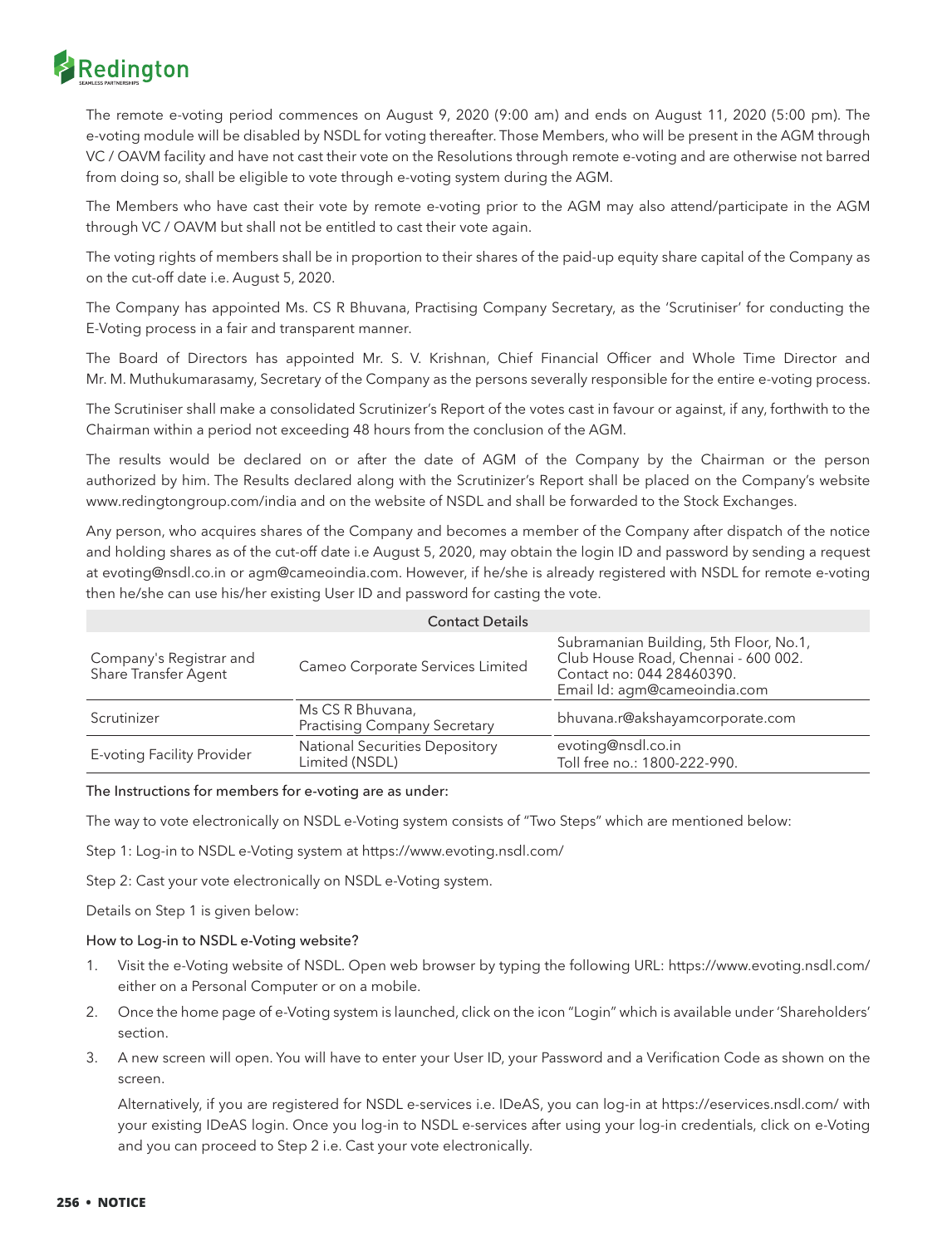The remote e-voting period commences on August 9, 2020 (9:00 am) and ends on August 11, 2020 (5:00 pm). The e-voting module will be disabled by NSDL for voting thereafter. Those Members, who will be present in the AGM through VC / OAVM facility and have not cast their vote on the Resolutions through remote e-voting and are otherwise not barred from doing so, shall be eligible to vote through e-voting system during the AGM.

The Members who have cast their vote by remote e-voting prior to the AGM may also attend/participate in the AGM through VC / OAVM but shall not be entitled to cast their vote again.

The voting rights of members shall be in proportion to their shares of the paid-up equity share capital of the Company as on the cut-off date i.e. August 5, 2020.

The Company has appointed Ms. CS R Bhuvana, Practising Company Secretary, as the 'Scrutiniser' for conducting the E-Voting process in a fair and transparent manner.

The Board of Directors has appointed Mr. S. V. Krishnan, Chief Financial Officer and Whole Time Director and Mr. M. Muthukumarasamy, Secretary of the Company as the persons severally responsible for the entire e-voting process.

The Scrutiniser shall make a consolidated Scrutinizer's Report of the votes cast in favour or against, if any, forthwith to the Chairman within a period not exceeding 48 hours from the conclusion of the AGM.

The results would be declared on or after the date of AGM of the Company by the Chairman or the person authorized by him. The Results declared along with the Scrutinizer's Report shall be placed on the Company's website www.redingtongroup.com/india and on the website of NSDL and shall be forwarded to the Stock Exchanges.

Any person, who acquires shares of the Company and becomes a member of the Company after dispatch of the notice and holding shares as of the cut-off date i.e August 5, 2020, may obtain the login ID and password by sending a request at evoting@nsdl.co.in or agm@cameoindia.com. However, if he/she is already registered with NSDL for remote e-voting then he/she can use his/her existing User ID and password for casting the vote.

| Contact Details | | |
|---|---|---|
| Company's Registrar and Share Transfer Agent | Cameo Corporate Services Limited | Subramanian Building, 5th Floor, No.1, Club House Road, Chennai - 600 002. Contact no: 044 28460390. Email Id: agm@cameoindia.com |
| Scrutinizer | Ms CS R Bhuvana, Practising Company Secretary | bhuvana.r@akshayamcorporate.com |
| E-voting Facility Provider | National Securities Depository Limited (NSDL) | evoting@nsdl.co.in Toll free no.: 1800-222-990. |

### The Instructions for members for e-voting are as under:

The way to vote electronically on NSDL e-Voting system consists of "Two Steps" which are mentioned below:

Step 1: Log-in to NSDL e-Voting system at https://www.evoting.nsdl.com/

Step 2: Cast your vote electronically on NSDL e-Voting system.

Details on Step 1 is given below:

### How to Log-in to NSDL e-Voting website?

1. Visit the e-Voting website of NSDL. Open web browser by typing the following URL: https://www.evoting.nsdl.com/ either on a Personal Computer or on a mobile.
2. Once the home page of e-Voting system is launched, click on the icon "Login" which is available under 'Shareholders' section.
3. A new screen will open. You will have to enter your User ID, your Password and a Verification Code as shown on the screen.

   Alternatively, if you are registered for NSDL e-services i.e. IDeAS, you can log-in at https://eservices.nsdl.com/ with your existing IDeAS login. Once you log-in to NSDL e-services after using your log-in credentials, click on e-Voting and you can proceed to Step 2 i.e. Cast your vote electronically.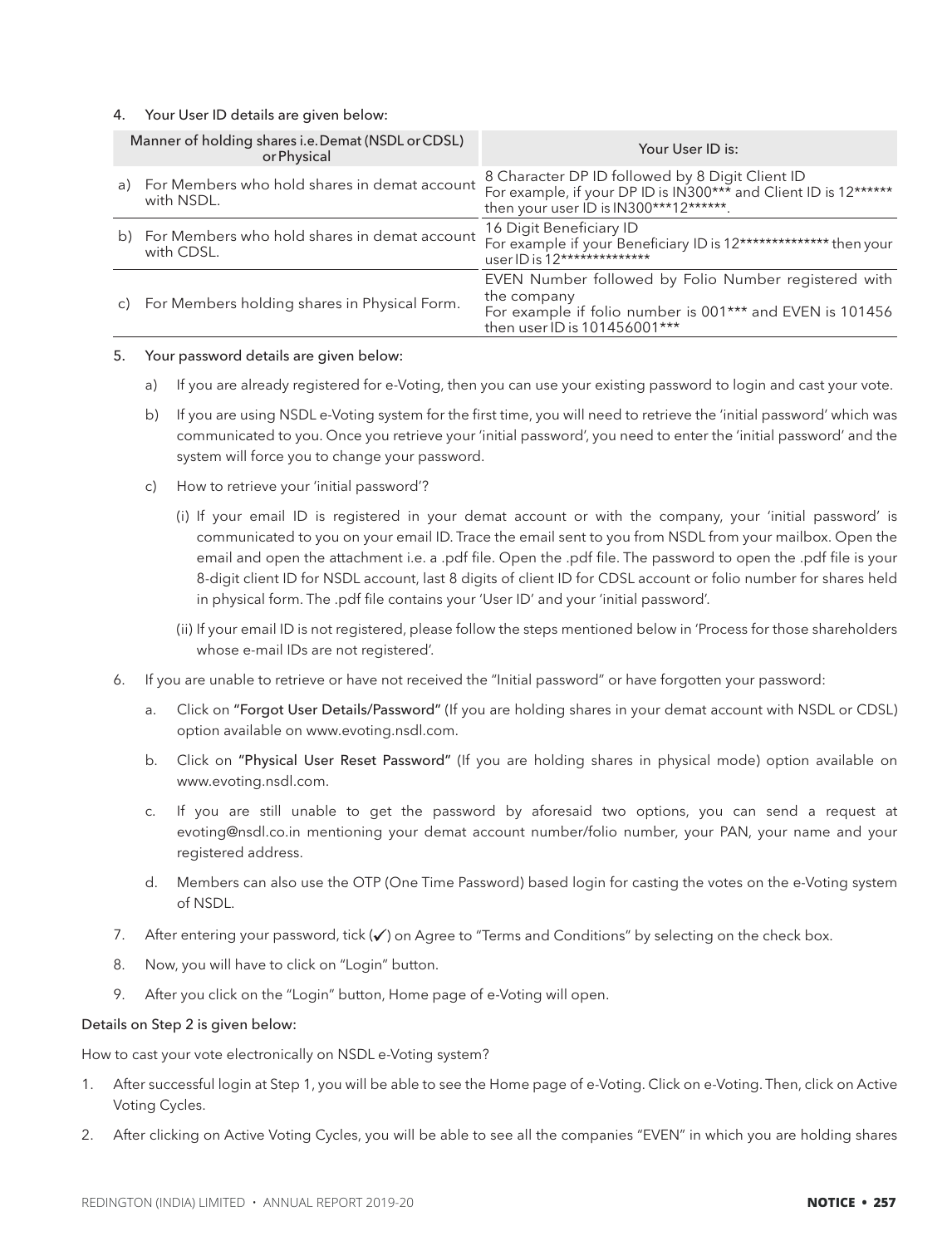4. Your User ID details are given below:

| Manner of holding shares i.e. Demat (NSDL or CDSL) or Physical | Your User ID is: |
|---|---|
| a) For Members who hold shares in demat account with NSDL. | 8 Character DP ID followed by 8 Digit Client ID<br>For example, if your DP ID is IN300*** and Client ID is 12****** then your user ID is IN300***12******. |
| b) For Members who hold shares in demat account with CDSL. | 16 Digit Beneficiary ID<br>For example if your Beneficiary ID is 12************** then your user ID is 12************** |
| c) For Members holding shares in Physical Form. | EVEN Number followed by Folio Number registered with the company<br>For example if folio number is 001*** and EVEN is 101456 then user ID is 101456001*** |

5. Your password details are given below:

   a) If you are already registered for e-Voting, then you can use your existing password to login and cast your vote.

   b) If you are using NSDL e-Voting system for the first time, you will need to retrieve the 'initial password' which was communicated to you. Once you retrieve your 'initial password', you need to enter the 'initial password' and the system will force you to change your password.

   c) How to retrieve your 'initial password'?

      (i) If your email ID is registered in your demat account or with the company, your 'initial password' is communicated to you on your email ID. Trace the email sent to you from NSDL from your mailbox. Open the email and open the attachment i.e. a .pdf file. Open the .pdf file. The password to open the .pdf file is your 8-digit client ID for NSDL account, last 8 digits of client ID for CDSL account or folio number for shares held in physical form. The .pdf file contains your 'User ID' and your 'initial password'.

      (ii) If your email ID is not registered, please follow the steps mentioned below in 'Process for those shareholders whose e-mail IDs are not registered'.

6. If you are unable to retrieve or have not received the "Initial password" or have forgotten your password:

   a. Click on "Forgot User Details/Password" (If you are holding shares in your demat account with NSDL or CDSL) option available on www.evoting.nsdl.com.

   b. Click on "Physical User Reset Password" (If you are holding shares in physical mode) option available on www.evoting.nsdl.com.

   c. If you are still unable to get the password by aforesaid two options, you can send a request at evoting@nsdl.co.in mentioning your demat account number/folio number, your PAN, your name and your registered address.

   d. Members can also use the OTP (One Time Password) based login for casting the votes on the e-Voting system of NSDL.

7. After entering your password, tick (✓) on Agree to "Terms and Conditions" by selecting on the check box.

8. Now, you will have to click on "Login" button.

9. After you click on the "Login" button, Home page of e-Voting will open.

Details on Step 2 is given below:

How to cast your vote electronically on NSDL e-Voting system?

1. After successful login at Step 1, you will be able to see the Home page of e-Voting. Click on e-Voting. Then, click on Active Voting Cycles.

2. After clicking on Active Voting Cycles, you will be able to see all the companies "EVEN" in which you are holding shares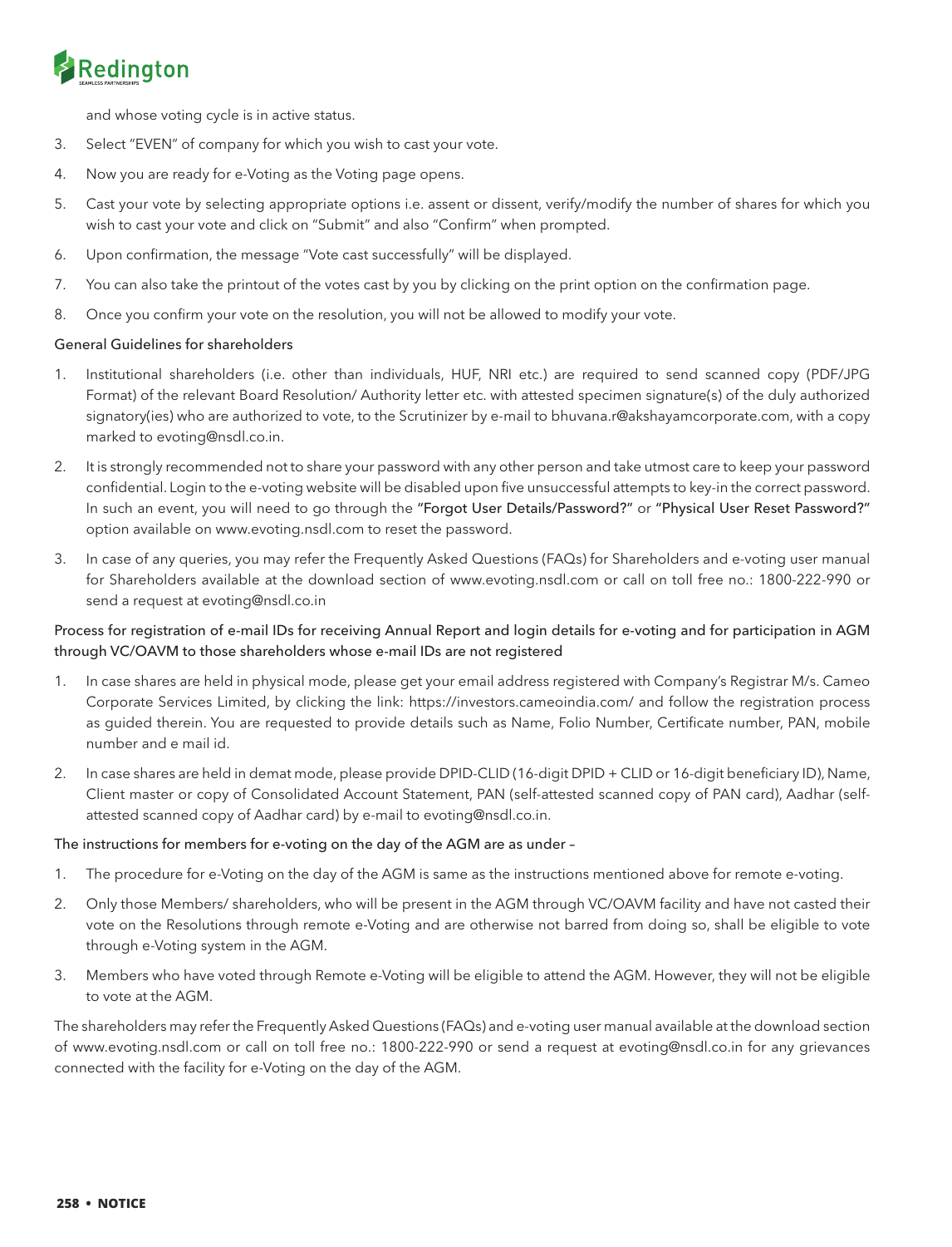and whose voting cycle is in active status.

3. Select "EVEN" of company for which you wish to cast your vote.
4. Now you are ready for e-Voting as the Voting page opens.
5. Cast your vote by selecting appropriate options i.e. assent or dissent, verify/modify the number of shares for which you wish to cast your vote and click on "Submit" and also "Confirm" when prompted.
6. Upon confirmation, the message "Vote cast successfully" will be displayed.
7. You can also take the printout of the votes cast by you by clicking on the print option on the confirmation page.
8. Once you confirm your vote on the resolution, you will not be allowed to modify your vote.

General Guidelines for shareholders

1. Institutional shareholders (i.e. other than individuals, HUF, NRI etc.) are required to send scanned copy (PDF/JPG Format) of the relevant Board Resolution/ Authority letter etc. with attested specimen signature(s) of the duly authorized signatory(ies) who are authorized to vote, to the Scrutinizer by e-mail to bhuvana.r@akshayamcorporate.com, with a copy marked to evoting@nsdl.co.in.
2. It is strongly recommended not to share your password with any other person and take utmost care to keep your password confidential. Login to the e-voting website will be disabled upon five unsuccessful attempts to key-in the correct password. In such an event, you will need to go through the "Forgot User Details/Password?" or "Physical User Reset Password?" option available on www.evoting.nsdl.com to reset the password.
3. In case of any queries, you may refer the Frequently Asked Questions (FAQs) for Shareholders and e-voting user manual for Shareholders available at the download section of www.evoting.nsdl.com or call on toll free no.: 1800-222-990 or send a request at evoting@nsdl.co.in

Process for registration of e-mail IDs for receiving Annual Report and login details for e-voting and for participation in AGM through VC/OAVM to those shareholders whose e-mail IDs are not registered

1. In case shares are held in physical mode, please get your email address registered with Company's Registrar M/s. Cameo Corporate Services Limited, by clicking the link: https://investors.cameoindia.com/ and follow the registration process as guided therein. You are requested to provide details such as Name, Folio Number, Certificate number, PAN, mobile number and e mail id.
2. In case shares are held in demat mode, please provide DPID-CLID (16-digit DPID + CLID or 16-digit beneficiary ID), Name, Client master or copy of Consolidated Account Statement, PAN (self-attested scanned copy of PAN card), Aadhar (self-attested scanned copy of Aadhar card) by e-mail to evoting@nsdl.co.in.

The instructions for members for e-voting on the day of the AGM are as under –

1. The procedure for e-Voting on the day of the AGM is same as the instructions mentioned above for remote e-voting.
2. Only those Members/ shareholders, who will be present in the AGM through VC/OAVM facility and have not casted their vote on the Resolutions through remote e-Voting and are otherwise not barred from doing so, shall be eligible to vote through e-Voting system in the AGM.
3. Members who have voted through Remote e-Voting will be eligible to attend the AGM. However, they will not be eligible to vote at the AGM.

The shareholders may refer the Frequently Asked Questions (FAQs) and e-voting user manual available at the download section of www.evoting.nsdl.com or call on toll free no.: 1800-222-990 or send a request at evoting@nsdl.co.in for any grievances connected with the facility for e-Voting on the day of the AGM.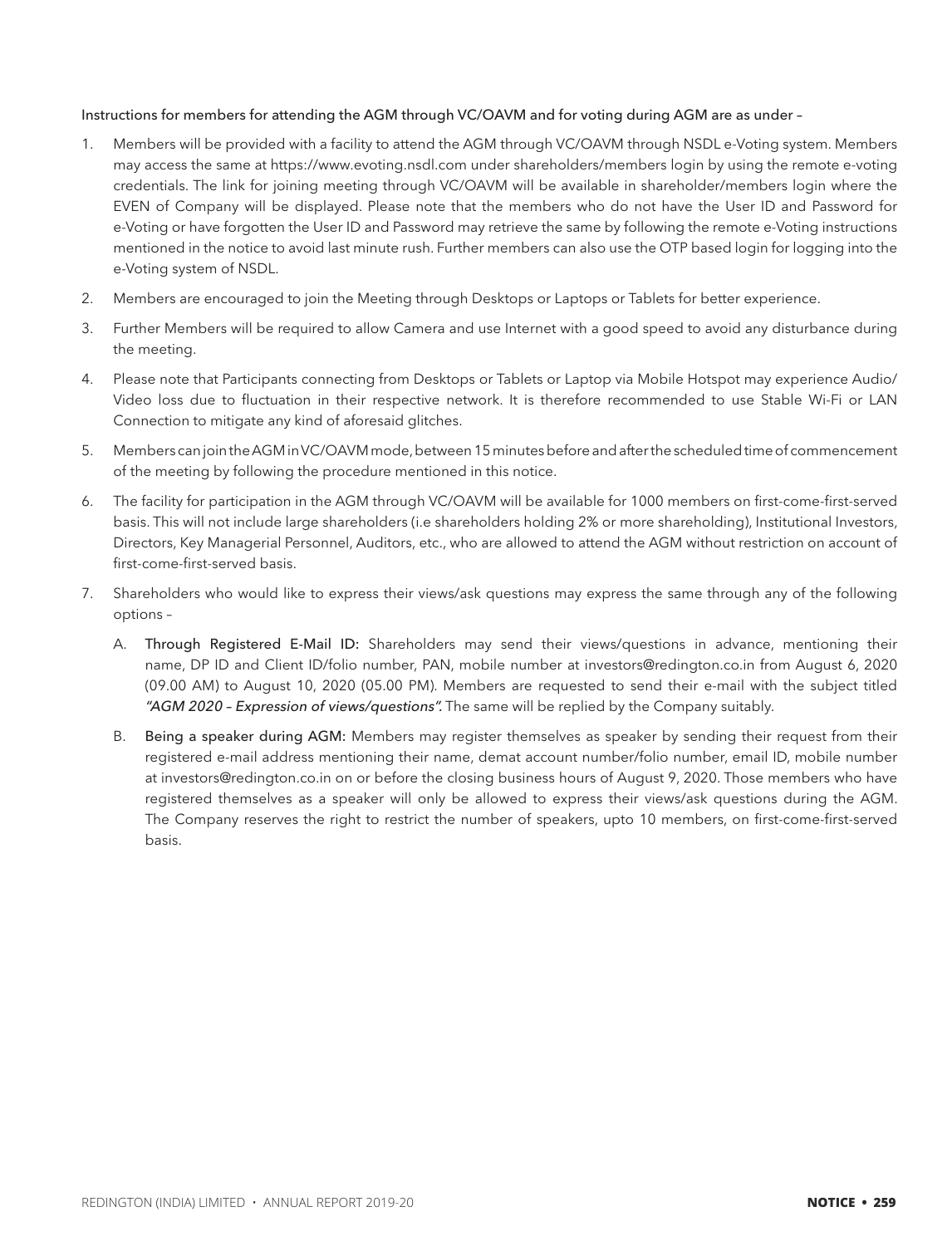Instructions for members for attending the AGM through VC/OAVM and for voting during AGM are as under –

1. Members will be provided with a facility to attend the AGM through VC/OAVM through NSDL e-Voting system. Members may access the same at https://www.evoting.nsdl.com under shareholders/members login by using the remote e-voting credentials. The link for joining meeting through VC/OAVM will be available in shareholder/members login where the EVEN of Company will be displayed. Please note that the members who do not have the User ID and Password for e-Voting or have forgotten the User ID and Password may retrieve the same by following the remote e-Voting instructions mentioned in the notice to avoid last minute rush. Further members can also use the OTP based login for logging into the e-Voting system of NSDL.
2. Members are encouraged to join the Meeting through Desktops or Laptops or Tablets for better experience.
3. Further Members will be required to allow Camera and use Internet with a good speed to avoid any disturbance during the meeting.
4. Please note that Participants connecting from Desktops or Tablets or Laptop via Mobile Hotspot may experience Audio/ Video loss due to fluctuation in their respective network. It is therefore recommended to use Stable Wi-Fi or LAN Connection to mitigate any kind of aforesaid glitches.
5. Members can join the AGM in VC/OAVM mode, between 15 minutes before and after the scheduled time of commencement of the meeting by following the procedure mentioned in this notice.
6. The facility for participation in the AGM through VC/OAVM will be available for 1000 members on first-come-first-served basis. This will not include large shareholders (i.e shareholders holding 2% or more shareholding), Institutional Investors, Directors, Key Managerial Personnel, Auditors, etc., who are allowed to attend the AGM without restriction on account of first-come-first-served basis.
7. Shareholders who would like to express their views/ask questions may express the same through any of the following options –

   A. Through Registered E-Mail ID: Shareholders may send their views/questions in advance, mentioning their name, DP ID and Client ID/folio number, PAN, mobile number at investors@redington.co.in from August 6, 2020 (09.00 AM) to August 10, 2020 (05.00 PM). Members are requested to send their e-mail with the subject titled *"AGM 2020 – Expression of views/questions".* The same will be replied by the Company suitably.

   B. Being a speaker during AGM: Members may register themselves as speaker by sending their request from their registered e-mail address mentioning their name, demat account number/folio number, email ID, mobile number at investors@redington.co.in on or before the closing business hours of August 9, 2020. Those members who have registered themselves as a speaker will only be allowed to express their views/ask questions during the AGM. The Company reserves the right to restrict the number of speakers, upto 10 members, on first-come-first-served basis.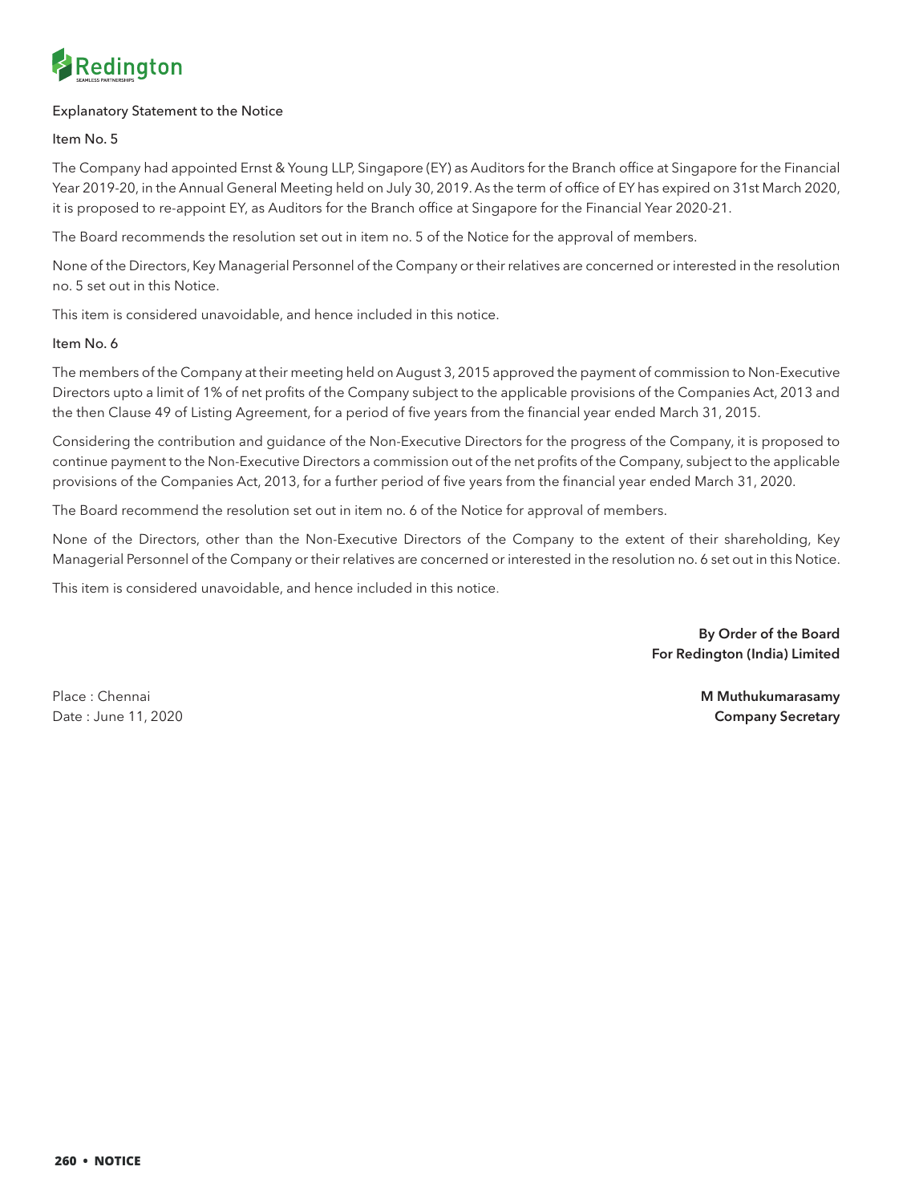## Explanatory Statement to the Notice

### Item No. 5

The Company had appointed Ernst & Young LLP, Singapore (EY) as Auditors for the Branch office at Singapore for the Financial Year 2019-20, in the Annual General Meeting held on July 30, 2019. As the term of office of EY has expired on 31st March 2020, it is proposed to re-appoint EY, as Auditors for the Branch office at Singapore for the Financial Year 2020-21.

The Board recommends the resolution set out in item no. 5 of the Notice for the approval of members.

None of the Directors, Key Managerial Personnel of the Company or their relatives are concerned or interested in the resolution no. 5 set out in this Notice.

This item is considered unavoidable, and hence included in this notice.

### Item No. 6

The members of the Company at their meeting held on August 3, 2015 approved the payment of commission to Non-Executive Directors upto a limit of 1% of net profits of the Company subject to the applicable provisions of the Companies Act, 2013 and the then Clause 49 of Listing Agreement, for a period of five years from the financial year ended March 31, 2015.

Considering the contribution and guidance of the Non-Executive Directors for the progress of the Company, it is proposed to continue payment to the Non-Executive Directors a commission out of the net profits of the Company, subject to the applicable provisions of the Companies Act, 2013, for a further period of five years from the financial year ended March 31, 2020.

The Board recommend the resolution set out in item no. 6 of the Notice for approval of members.

None of the Directors, other than the Non-Executive Directors of the Company to the extent of their shareholding, Key Managerial Personnel of the Company or their relatives are concerned or interested in the resolution no. 6 set out in this Notice.

This item is considered unavoidable, and hence included in this notice.

**By Order of the Board**
**For Redington (India) Limited**

Place : Chennai
Date : June 11, 2020

**M Muthukumarasamy**
**Company Secretary**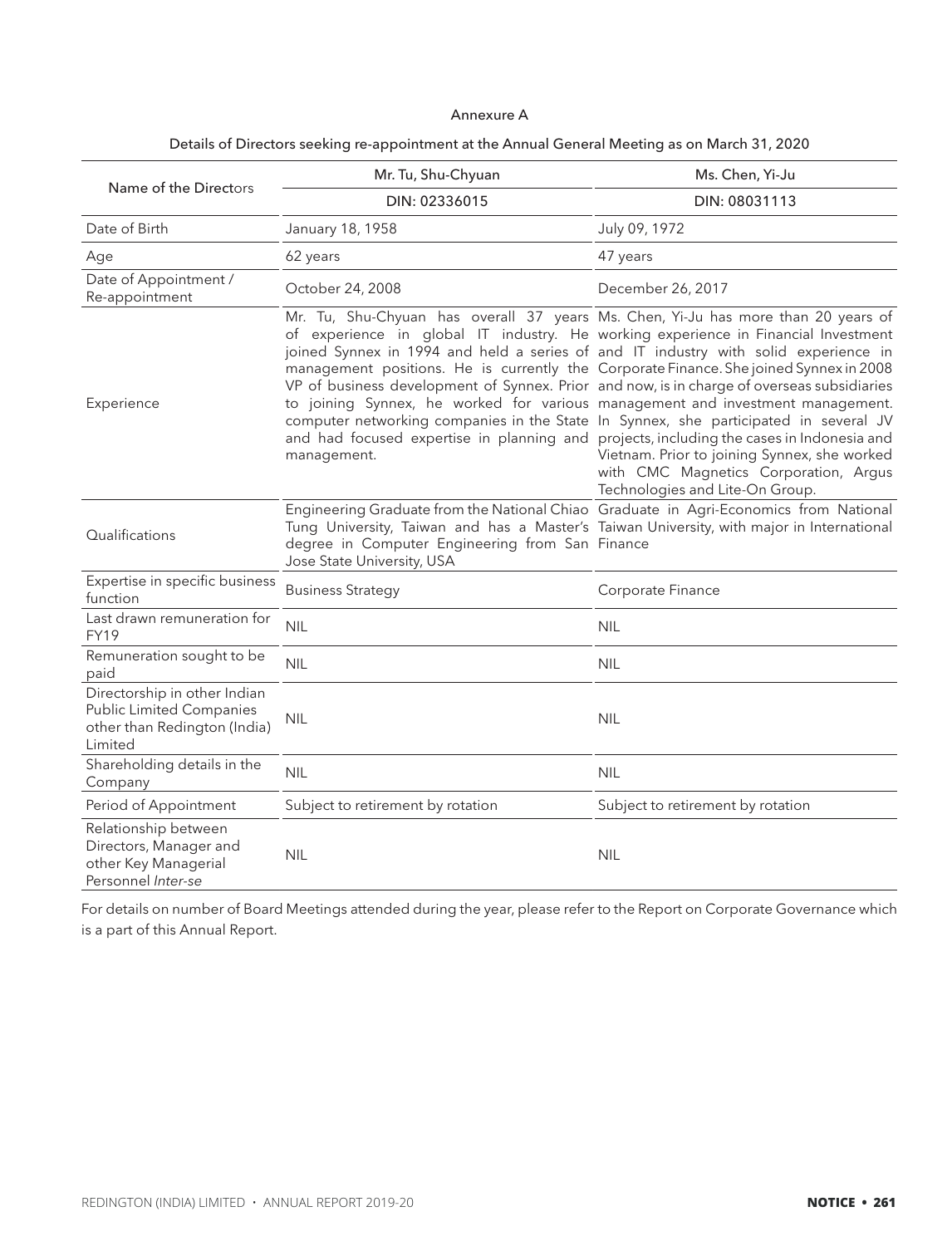Annexure A

Details of Directors seeking re-appointment at the Annual General Meeting as on March 31, 2020

| Name of the Directors | Mr. Tu, Shu-Chyuan | Ms. Chen, Yi-Ju |
|---|---|---|
| | DIN: 02336015 | DIN: 08031113 |
| Date of Birth | January 18, 1958 | July 09, 1972 |
| Age | 62 years | 47 years |
| Date of Appointment / Re-appointment | October 24, 2008 | December 26, 2017 |
| Experience | Mr. Tu, Shu-Chyuan has overall 37 years of experience in global IT industry. He joined Synnex in 1994 and held a series of management positions. He is currently the VP of business development of Synnex. Prior to joining Synnex, he worked for various computer networking companies in the State and had focused expertise in planning and management. | Ms. Chen, Yi-Ju has more than 20 years of working experience in Financial Investment and IT industry with solid experience in Corporate Finance. She joined Synnex in 2008 and now, is in charge of overseas subsidiaries management and investment management. In Synnex, she participated in several JV projects, including the cases in Indonesia and Vietnam. Prior to joining Synnex, she worked with CMC Magnetics Corporation, Argus Technologies and Lite-On Group. |
| Qualifications | Engineering Graduate from the National Chiao Tung University, Taiwan and has a Master's degree in Computer Engineering from San Jose State University, USA | Graduate in Agri-Economics from National Taiwan University, with major in International Finance |
| Expertise in specific business function | Business Strategy | Corporate Finance |
| Last drawn remuneration for FY19 | NIL | NIL |
| Remuneration sought to be paid | NIL | NIL |
| Directorship in other Indian Public Limited Companies other than Redington (India) Limited | NIL | NIL |
| Shareholding details in the Company | NIL | NIL |
| Period of Appointment | Subject to retirement by rotation | Subject to retirement by rotation |
| Relationship between Directors, Manager and other Key Managerial Personnel *Inter-se* | NIL | NIL |

For details on number of Board Meetings attended during the year, please refer to the Report on Corporate Governance which is a part of this Annual Report.